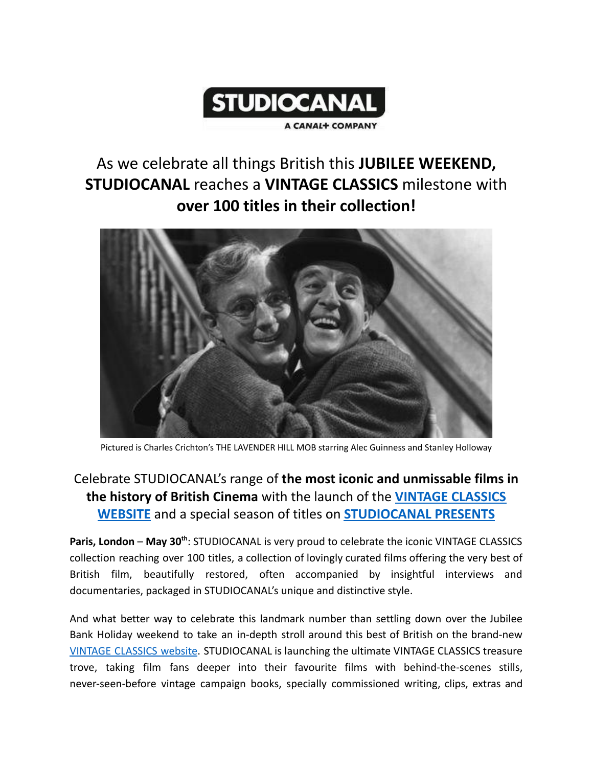STUDIOCANAL
A CANAL+ COMPANY

# As we celebrate all things British this **JUBILEE WEEKEND, STUDIOCANAL** reaches a **VINTAGE CLASSICS** milestone with **over 100 titles in their collection!**

Pictured is Charles Crichton's THE LAVENDER HILL MOB starring Alec Guinness and Stanley Holloway

## Celebrate STUDIOCANAL's range of **the most iconic and unmissable films in the history of British Cinema** with the launch of the **VINTAGE CLASSICS WEBSITE** and a special season of titles on **STUDIOCANAL PRESENTS**

**Paris, London** – **May 30th**: STUDIOCANAL is very proud to celebrate the iconic VINTAGE CLASSICS collection reaching over 100 titles, a collection of lovingly curated films offering the very best of British film, beautifully restored, often accompanied by insightful interviews and documentaries, packaged in STUDIOCANAL's unique and distinctive style.

And what better way to celebrate this landmark number than settling down over the Jubilee Bank Holiday weekend to take an in-depth stroll around this best of British on the brand-new VINTAGE CLASSICS website. STUDIOCANAL is launching the ultimate VINTAGE CLASSICS treasure trove, taking film fans deeper into their favourite films with behind-the-scenes stills, never-seen-before vintage campaign books, specially commissioned writing, clips, extras and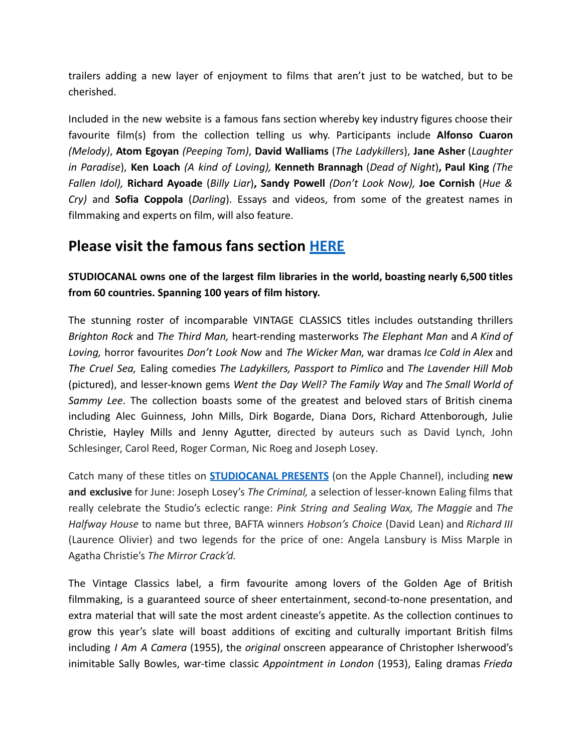trailers adding a new layer of enjoyment to films that aren't just to be watched, but to be cherished.

Included in the new website is a famous fans section whereby key industry figures choose their favourite film(s) from the collection telling us why. Participants include **Alfonso Cuaron** *(Melody)*, **Atom Egoyan** *(Peeping Tom)*, **David Walliams** (*The Ladykillers*), **Jane Asher** (*Laughter in Paradise*), **Ken Loach** *(A kind of Loving),* **Kenneth Brannagh** (*Dead of Night*)**, Paul King** *(The Fallen Idol),* **Richard Ayoade** (*Billy Liar*)**, Sandy Powell** *(Don't Look Now),* **Joe Cornish** (*Hue & Cry)* and **Sofia Coppola** (*Darling*). Essays and videos, from some of the greatest names in filmmaking and experts on film, will also feature.

## Please visit the famous fans section [HERE]

**STUDIOCANAL owns one of the largest film libraries in the world, boasting nearly 6,500 titles from 60 countries. Spanning 100 years of film history.**

The stunning roster of incomparable VINTAGE CLASSICS titles includes outstanding thrillers *Brighton Rock* and *The Third Man,* heart-rending masterworks *The Elephant Man* and *A Kind of Loving,* horror favourites *Don't Look Now* and *The Wicker Man,* war dramas *Ice Cold in Alex* and *The Cruel Sea,* Ealing comedies *The Ladykillers, Passport to Pimlico* and *The Lavender Hill Mob* (pictured), and lesser-known gems *Went the Day Well? The Family Way* and *The Small World of Sammy Lee*. The collection boasts some of the greatest and beloved stars of British cinema including Alec Guinness, John Mills, Dirk Bogarde, Diana Dors, Richard Attenborough, Julie Christie, Hayley Mills and Jenny Agutter, directed by auteurs such as David Lynch, John Schlesinger, Carol Reed, Roger Corman, Nic Roeg and Joseph Losey.

Catch many of these titles on **[STUDIOCANAL PRESENTS]** (on the Apple Channel), including **new and exclusive** for June: Joseph Losey's *The Criminal,* a selection of lesser-known Ealing films that really celebrate the Studio's eclectic range: *Pink String and Sealing Wax, The Maggie* and *The Halfway House* to name but three, BAFTA winners *Hobson's Choice* (David Lean) and *Richard III* (Laurence Olivier) and two legends for the price of one: Angela Lansbury is Miss Marple in Agatha Christie's *The Mirror Crack'd.*

The Vintage Classics label, a firm favourite among lovers of the Golden Age of British filmmaking, is a guaranteed source of sheer entertainment, second-to-none presentation, and extra material that will sate the most ardent cineaste's appetite. As the collection continues to grow this year's slate will boast additions of exciting and culturally important British films including *I Am A Camera* (1955), the *original* onscreen appearance of Christopher Isherwood's inimitable Sally Bowles, war-time classic *Appointment in London* (1953), Ealing dramas *Frieda*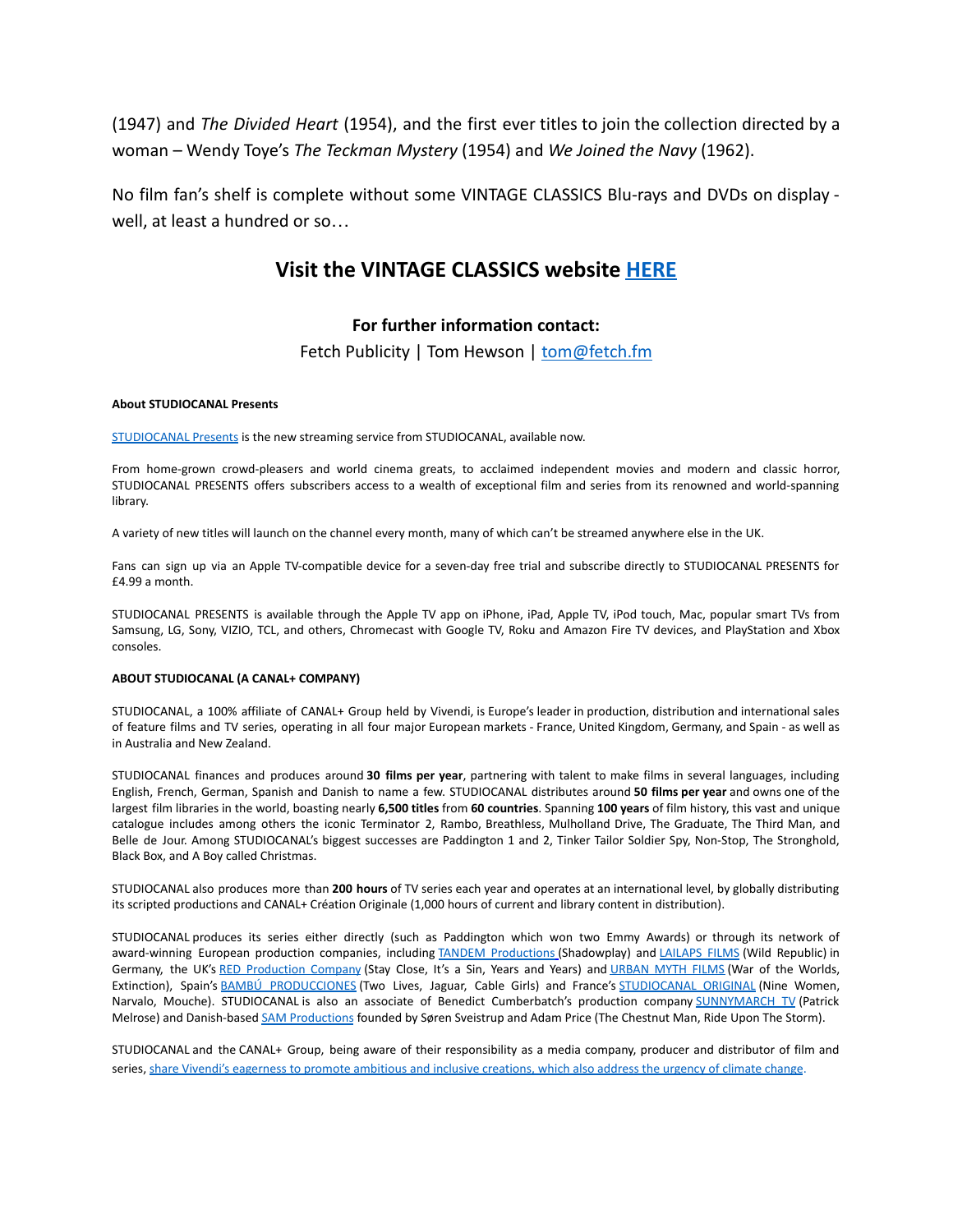(1947) and *The Divided Heart* (1954), and the first ever titles to join the collection directed by a woman – Wendy Toye's *The Teckman Mystery* (1954) and *We Joined the Navy* (1962).

No film fan's shelf is complete without some VINTAGE CLASSICS Blu-rays and DVDs on display - well, at least a hundred or so…

## Visit the VINTAGE CLASSICS website [HERE]

### For further information contact:

Fetch Publicity | Tom Hewson | tom@fetch.fm

**About STUDIOCANAL Presents**

STUDIOCANAL Presents is the new streaming service from STUDIOCANAL, available now.

From home-grown crowd-pleasers and world cinema greats, to acclaimed independent movies and modern and classic horror, STUDIOCANAL PRESENTS offers subscribers access to a wealth of exceptional film and series from its renowned and world-spanning library.

A variety of new titles will launch on the channel every month, many of which can't be streamed anywhere else in the UK.

Fans can sign up via an Apple TV-compatible device for a seven-day free trial and subscribe directly to STUDIOCANAL PRESENTS for £4.99 a month.

STUDIOCANAL PRESENTS is available through the Apple TV app on iPhone, iPad, Apple TV, iPod touch, Mac, popular smart TVs from Samsung, LG, Sony, VIZIO, TCL, and others, Chromecast with Google TV, Roku and Amazon Fire TV devices, and PlayStation and Xbox consoles.

**ABOUT STUDIOCANAL (A CANAL+ COMPANY)**

STUDIOCANAL, a 100% affiliate of CANAL+ Group held by Vivendi, is Europe's leader in production, distribution and international sales of feature films and TV series, operating in all four major European markets - France, United Kingdom, Germany, and Spain - as well as in Australia and New Zealand.

STUDIOCANAL finances and produces around **30 films per year**, partnering with talent to make films in several languages, including English, French, German, Spanish and Danish to name a few. STUDIOCANAL distributes around **50 films per year** and owns one of the largest film libraries in the world, boasting nearly **6,500 titles** from **60 countries**. Spanning **100 years** of film history, this vast and unique catalogue includes among others the iconic Terminator 2, Rambo, Breathless, Mulholland Drive, The Graduate, The Third Man, and Belle de Jour. Among STUDIOCANAL's biggest successes are Paddington 1 and 2, Tinker Tailor Soldier Spy, Non-Stop, The Stronghold, Black Box, and A Boy called Christmas.

STUDIOCANAL also produces more than **200 hours** of TV series each year and operates at an international level, by globally distributing its scripted productions and CANAL+ Création Originale (1,000 hours of current and library content in distribution).

STUDIOCANAL produces its series either directly (such as Paddington which won two Emmy Awards) or through its network of award-winning European production companies, including TANDEM Productions (Shadowplay) and LAILAPS FILMS (Wild Republic) in Germany, the UK's RED Production Company (Stay Close, It's a Sin, Years and Years) and URBAN MYTH FILMS (War of the Worlds, Extinction), Spain's BAMBÚ PRODUCCIONES (Two Lives, Jaguar, Cable Girls) and France's STUDIOCANAL ORIGINAL (Nine Women, Narvalo, Mouche). STUDIOCANAL is also an associate of Benedict Cumberbatch's production company SUNNYMARCH TV (Patrick Melrose) and Danish-based SAM Productions founded by Søren Sveistrup and Adam Price (The Chestnut Man, Ride Upon The Storm).

STUDIOCANAL and the CANAL+ Group, being aware of their responsibility as a media company, producer and distributor of film and series, share Vivendi's eagerness to promote ambitious and inclusive creations, which also address the urgency of climate change.